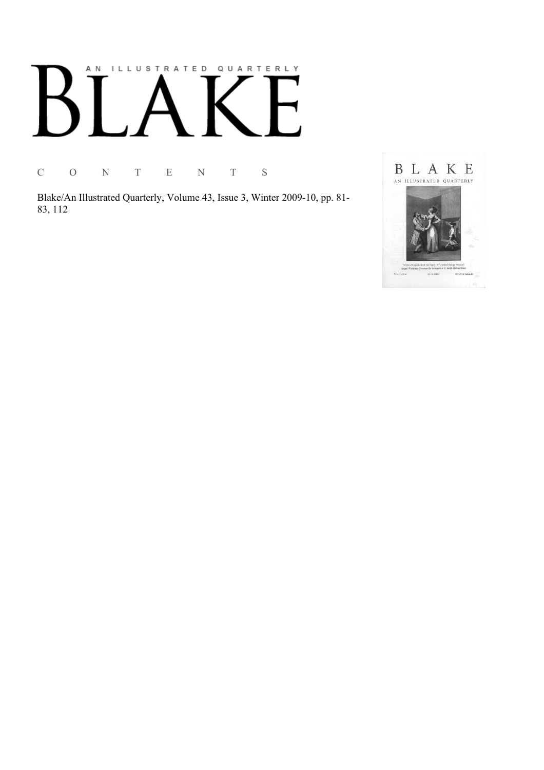# AN ILLUSTRATED QUARTERLY

# BLAKE

C O N T E N T S

Blake/An Illustrated Quarterly, Volume 43, Issue 3, Winter 2009-10, pp. 81-83, 112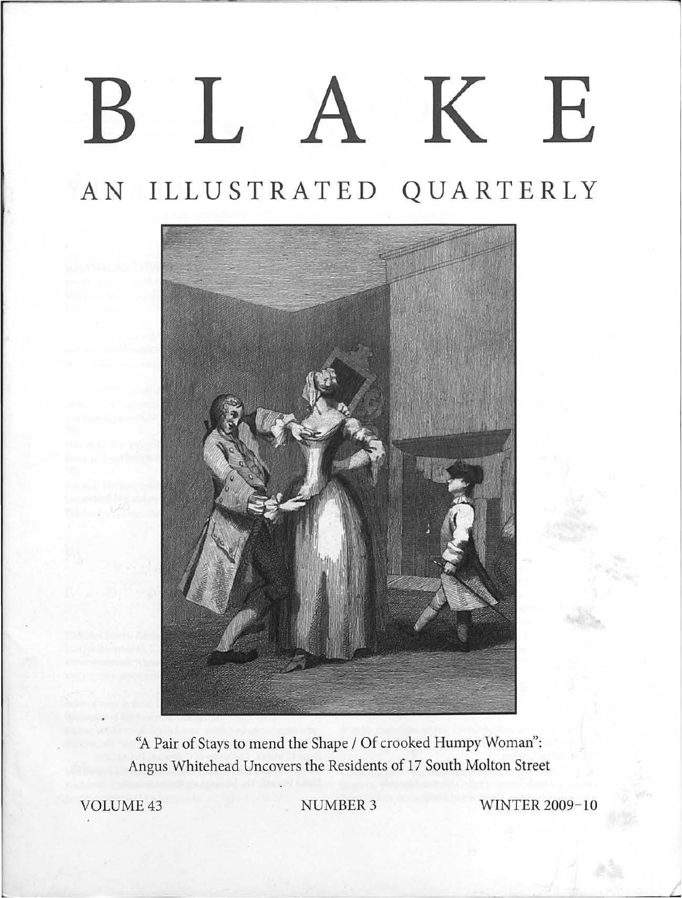# BLAKE

## AN ILLUSTRATED QUARTERLY

"A Pair of Stays to mend the Shape / Of crooked Humpy Woman": Angus Whitehead Uncovers the Residents of 17 South Molton Street

VOLUME 43 NUMBER 3 WINTER 2009–10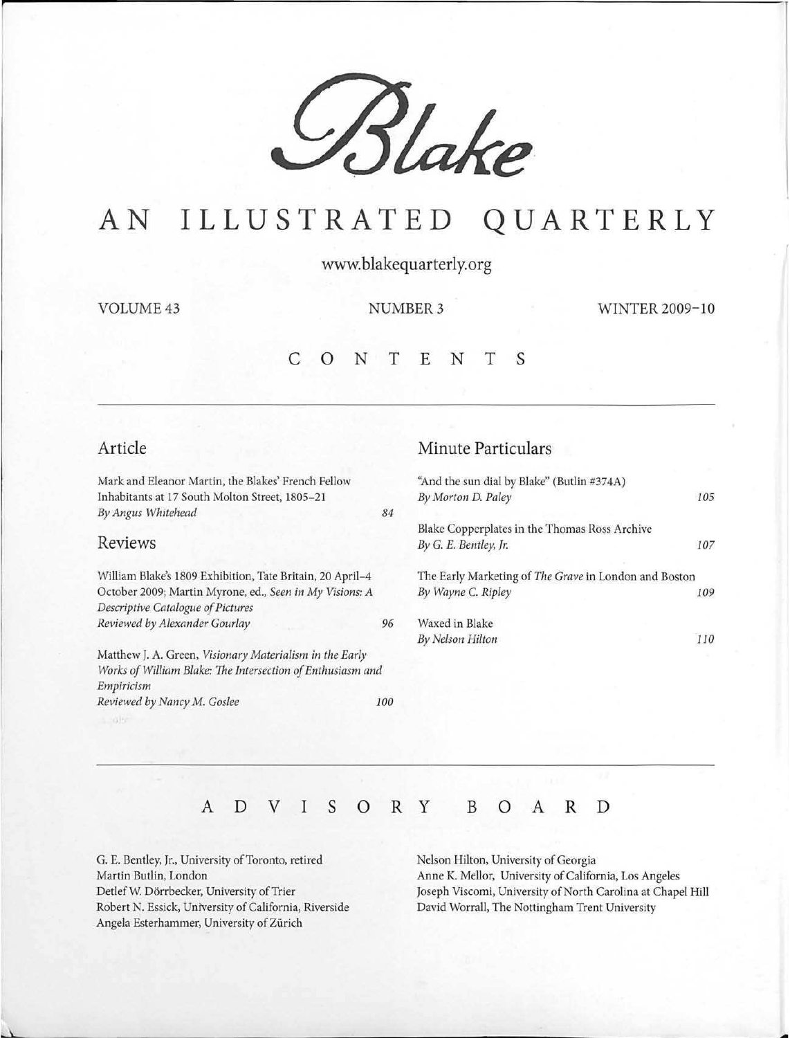# Blake

# AN ILLUSTRATED QUARTERLY

www.blakequarterly.org

VOLUME 43 NUMBER 3 WINTER 2009–10

## CONTENTS

### Article

Mark and Eleanor Martin, the Blakes' French Fellow Inhabitants at 17 South Molton Street, 1805–21
*By Angus Whitehead* 84

### Reviews

William Blake's 1809 Exhibition, Tate Britain, 20 April–4 October 2009; Martin Myrone, ed., *Seen in My Visions: A Descriptive Catalogue of Pictures*
*Reviewed by Alexander Gourlay* 96

Matthew J. A. Green, *Visionary Materialism in the Early Works of William Blake: The Intersection of Enthusiasm and Empiricism*
*Reviewed by Nancy M. Goslee* 100

### Minute Particulars

"And the sun dial by Blake" (Butlin #374A)
*By Morton D. Paley* 105

Blake Copperplates in the Thomas Ross Archive
*By G. E. Bentley, Jr.* 107

The Early Marketing of *The Grave* in London and Boston
*By Wayne C. Ripley* 109

Waxed in Blake
*By Nelson Hilton* 110

## ADVISORY BOARD

G. E. Bentley, Jr., University of Toronto, retired
Martin Butlin, London
Detlef W. Dörrbecker, University of Trier
Robert N. Essick, University of California, Riverside
Angela Esterhammer, University of Zürich
Nelson Hilton, University of Georgia
Anne K. Mellor, University of California, Los Angeles
Joseph Viscomi, University of North Carolina at Chapel Hill
David Worrall, The Nottingham Trent University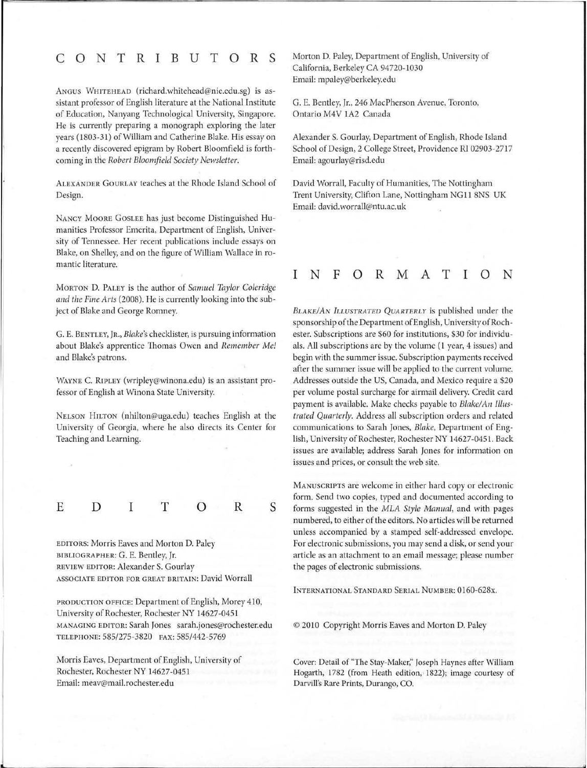# CONTRIBUTORS

Angus Whitehead (richard.whitehead@nie.edu.sg) is assistant professor of English literature at the National Institute of Education, Nanyang Technological University, Singapore. He is currently preparing a monograph exploring the later years (1803-31) of William and Catherine Blake. His essay on a recently discovered epigram by Robert Bloomfield is forthcoming in the *Robert Bloomfield Society Newsletter*.

Alexander Gourlay teaches at the Rhode Island School of Design.

Nancy Moore Goslee has just become Distinguished Humanities Professor Emerita, Department of English, University of Tennessee. Her recent publications include essays on Blake, on Shelley, and on the figure of William Wallace in romantic literature.

Morton D. Paley is the author of *Samuel Taylor Coleridge and the Fine Arts* (2008). He is currently looking into the subject of Blake and George Romney.

G. E. Bentley, Jr., *Blake*'s checklister, is pursuing information about Blake's apprentice Thomas Owen and *Remember Me!* and Blake's patrons.

Wayne C. Ripley (wripley@winona.edu) is an assistant professor of English at Winona State University.

Nelson Hilton (nhilton@uga.edu) teaches English at the University of Georgia, where he also directs its Center for Teaching and Learning.

# EDITORS

EDITORS: Morris Eaves and Morton D. Paley
BIBLIOGRAPHER: G. E. Bentley, Jr.
REVIEW EDITOR: Alexander S. Gourlay
ASSOCIATE EDITOR FOR GREAT BRITAIN: David Worrall

PRODUCTION OFFICE: Department of English, Morey 410, University of Rochester, Rochester NY 14627-0451
MANAGING EDITOR: Sarah Jones sarah.jones@rochester.edu
TELEPHONE: 585/275-3820 FAX: 585/442-5769

Morris Eaves, Department of English, University of Rochester, Rochester NY 14627-0451
Email: meav@mail.rochester.edu

Morton D. Paley, Department of English, University of California, Berkeley CA 94720-1030
Email: mpaley@berkeley.edu

G. E. Bentley, Jr., 246 MacPherson Avenue, Toronto, Ontario M4V 1A2 Canada

Alexander S. Gourlay, Department of English, Rhode Island School of Design, 2 College Street, Providence RI 02903-2717
Email: agourlay@risd.edu

David Worrall, Faculty of Humanities, The Nottingham Trent University, Clifton Lane, Nottingham NG11 8NS UK
Email: david.worrall@ntu.ac.uk

# INFORMATION

*Blake/An Illustrated Quarterly* is published under the sponsorship of the Department of English, University of Rochester. Subscriptions are $60 for institutions, $30 for individuals. All subscriptions are by the volume (1 year, 4 issues) and begin with the summer issue. Subscription payments received after the summer issue will be applied to the current volume. Addresses outside the US, Canada, and Mexico require a $20 per volume postal surcharge for airmail delivery. Credit card payment is available. Make checks payable to *Blake/An Illustrated Quarterly*. Address all subscription orders and related communications to Sarah Jones, *Blake*, Department of English, University of Rochester, Rochester NY 14627-0451. Back issues are available; address Sarah Jones for information on issues and prices, or consult the web site.

Manuscripts are welcome in either hard copy or electronic form. Send two copies, typed and documented according to forms suggested in the *MLA Style Manual*, and with pages numbered, to either of the editors. No articles will be returned unless accompanied by a stamped self-addressed envelope. For electronic submissions, you may send a disk, or send your article as an attachment to an email message; please number the pages of electronic submissions.

International Standard Serial Number: 0160-628x.

© 2010 Copyright Morris Eaves and Morton D. Paley

Cover: Detail of "The Stay-Maker," Joseph Haynes after William Hogarth, 1782 (from Heath edition, 1822); image courtesy of Darvill's Rare Prints, Durango, CO.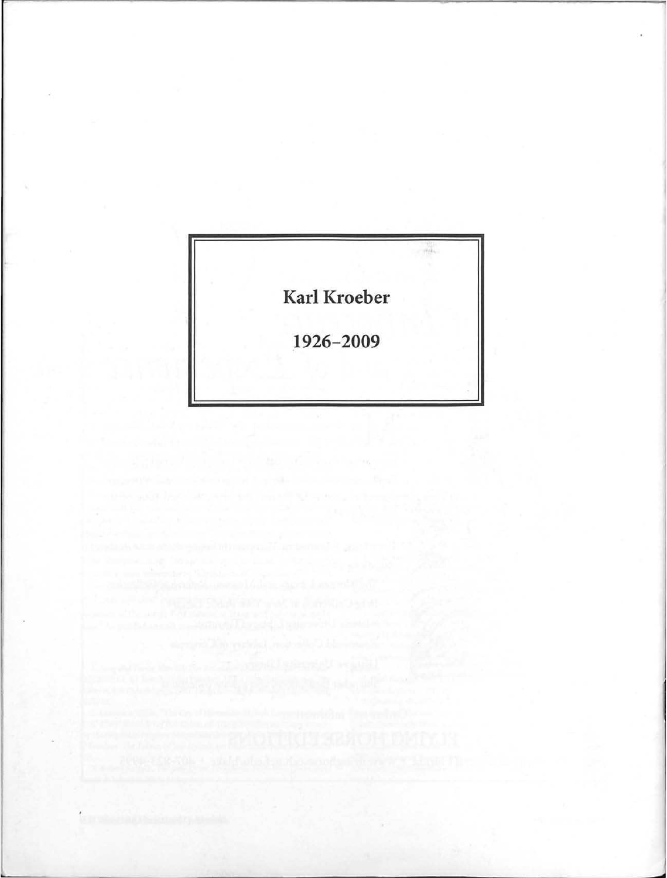Karl Kroeber

1926–2009